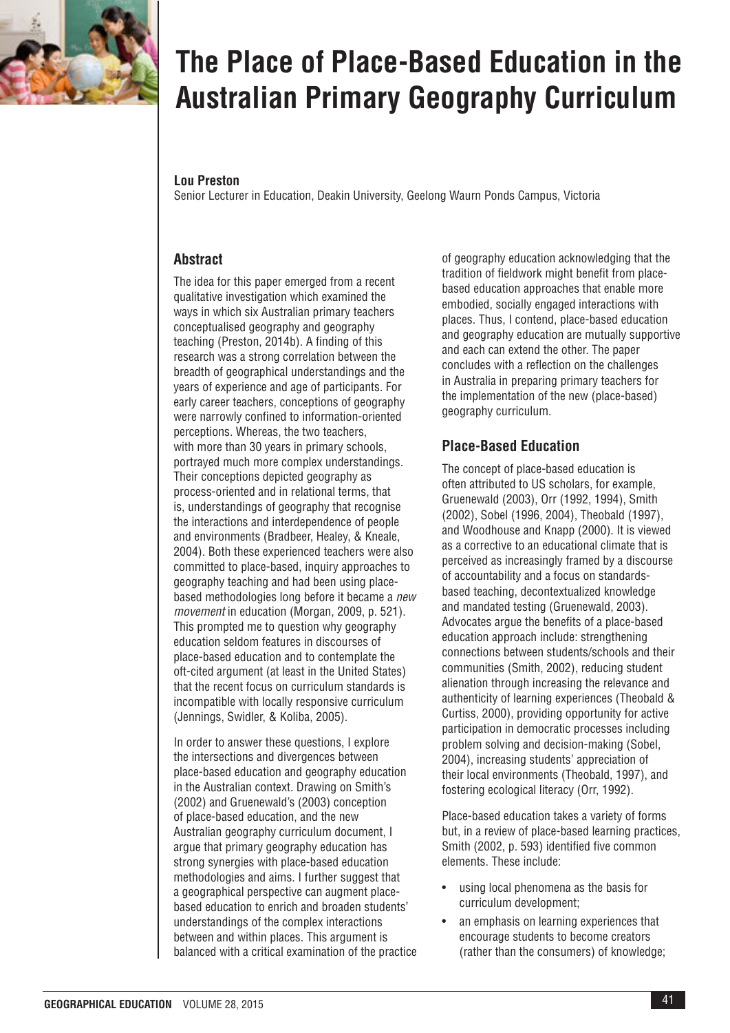# The Place of Place-Based Education in the Australian Primary Geography Curriculum

**Lou Preston**
Senior Lecturer in Education, Deakin University, Geelong Waurn Ponds Campus, Victoria

## Abstract

The idea for this paper emerged from a recent qualitative investigation which examined the ways in which six Australian primary teachers conceptualised geography and geography teaching (Preston, 2014b). A finding of this research was a strong correlation between the breadth of geographical understandings and the years of experience and age of participants. For early career teachers, conceptions of geography were narrowly confined to information-oriented perceptions. Whereas, the two teachers, with more than 30 years in primary schools, portrayed much more complex understandings. Their conceptions depicted geography as process-oriented and in relational terms, that is, understandings of geography that recognise the interactions and interdependence of people and environments (Bradbeer, Healey, & Kneale, 2004). Both these experienced teachers were also committed to place-based, inquiry approaches to geography teaching and had been using place-based methodologies long before it became a *new movement* in education (Morgan, 2009, p. 521). This prompted me to question why geography education seldom features in discourses of place-based education and to contemplate the oft-cited argument (at least in the United States) that the recent focus on curriculum standards is incompatible with locally responsive curriculum (Jennings, Swidler, & Koliba, 2005).

In order to answer these questions, I explore the intersections and divergences between place-based education and geography education in the Australian context. Drawing on Smith's (2002) and Gruenewald's (2003) conception of place-based education, and the new Australian geography curriculum document, I argue that primary geography education has strong synergies with place-based education methodologies and aims. I further suggest that a geographical perspective can augment place-based education to enrich and broaden students' understandings of the complex interactions between and within places. This argument is balanced with a critical examination of the practice of geography education acknowledging that the tradition of fieldwork might benefit from place-based education approaches that enable more embodied, socially engaged interactions with places. Thus, I contend, place-based education and geography education are mutually supportive and each can extend the other. The paper concludes with a reflection on the challenges in Australia in preparing primary teachers for the implementation of the new (place-based) geography curriculum.

## Place-Based Education

The concept of place-based education is often attributed to US scholars, for example, Gruenewald (2003), Orr (1992, 1994), Smith (2002), Sobel (1996, 2004), Theobald (1997), and Woodhouse and Knapp (2000). It is viewed as a corrective to an educational climate that is perceived as increasingly framed by a discourse of accountability and a focus on standards-based teaching, decontextualized knowledge and mandated testing (Gruenewald, 2003). Advocates argue the benefits of a place-based education approach include: strengthening connections between students/schools and their communities (Smith, 2002), reducing student alienation through increasing the relevance and authenticity of learning experiences (Theobald & Curtiss, 2000), providing opportunity for active participation in democratic processes including problem solving and decision-making (Sobel, 2004), increasing students' appreciation of their local environments (Theobald, 1997), and fostering ecological literacy (Orr, 1992).

Place-based education takes a variety of forms but, in a review of place-based learning practices, Smith (2002, p. 593) identified five common elements. These include:

- using local phenomena as the basis for curriculum development;
- an emphasis on learning experiences that encourage students to become creators (rather than the consumers) of knowledge;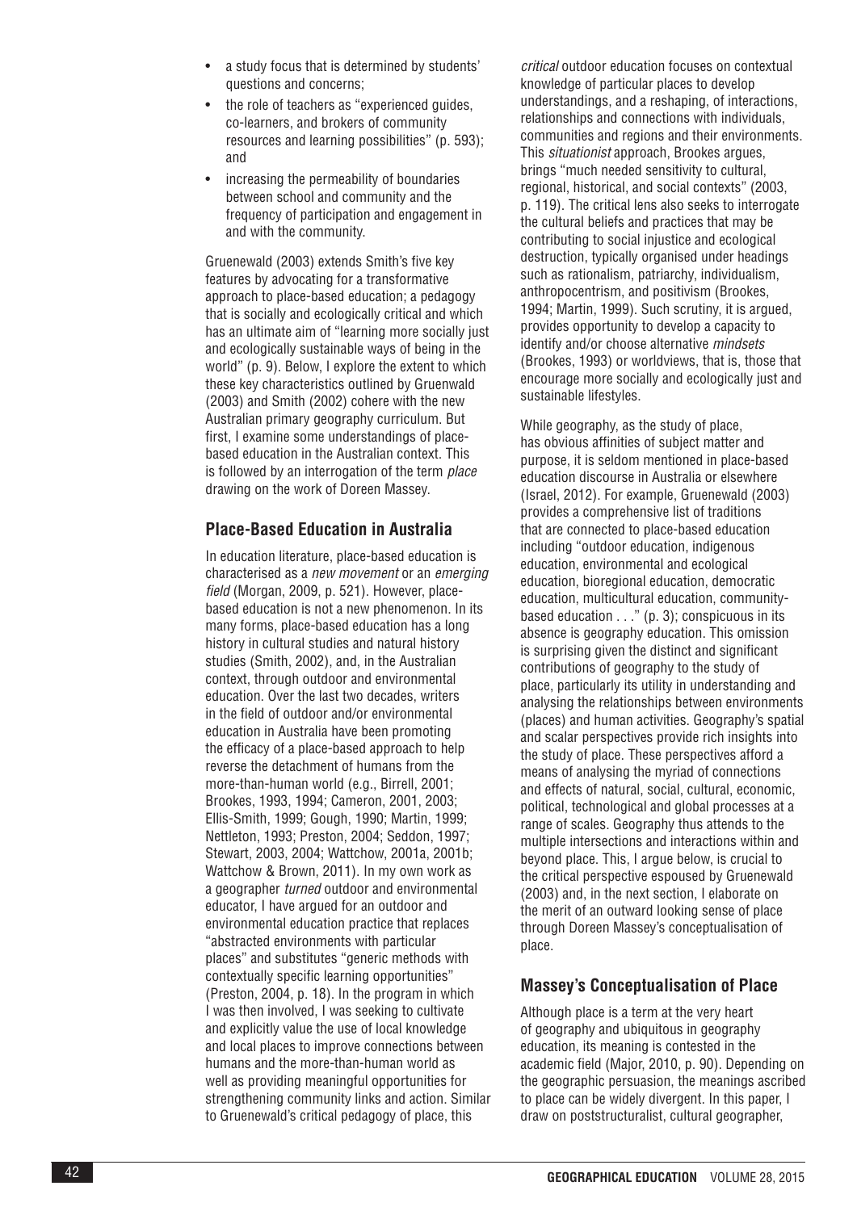- a study focus that is determined by students' questions and concerns;
- the role of teachers as "experienced guides, co-learners, and brokers of community resources and learning possibilities" (p. 593); and
- increasing the permeability of boundaries between school and community and the frequency of participation and engagement in and with the community.

Gruenewald (2003) extends Smith's five key features by advocating for a transformative approach to place-based education; a pedagogy that is socially and ecologically critical and which has an ultimate aim of "learning more socially just and ecologically sustainable ways of being in the world" (p. 9). Below, I explore the extent to which these key characteristics outlined by Gruenwald (2003) and Smith (2002) cohere with the new Australian primary geography curriculum. But first, I examine some understandings of place-based education in the Australian context. This is followed by an interrogation of the term *place* drawing on the work of Doreen Massey.

## Place-Based Education in Australia

In education literature, place-based education is characterised as a *new movement* or an *emerging field* (Morgan, 2009, p. 521). However, place-based education is not a new phenomenon. In its many forms, place-based education has a long history in cultural studies and natural history studies (Smith, 2002), and, in the Australian context, through outdoor and environmental education. Over the last two decades, writers in the field of outdoor and/or environmental education in Australia have been promoting the efficacy of a place-based approach to help reverse the detachment of humans from the more-than-human world (e.g., Birrell, 2001; Brookes, 1993, 1994; Cameron, 2001, 2003; Ellis-Smith, 1999; Gough, 1990; Martin, 1999; Nettleton, 1993; Preston, 2004; Seddon, 1997; Stewart, 2003, 2004; Wattchow, 2001a, 2001b; Wattchow & Brown, 2011). In my own work as a geographer *turned* outdoor and environmental educator, I have argued for an outdoor and environmental education practice that replaces "abstracted environments with particular places" and substitutes "generic methods with contextually specific learning opportunities" (Preston, 2004, p. 18). In the program in which I was then involved, I was seeking to cultivate and explicitly value the use of local knowledge and local places to improve connections between humans and the more-than-human world as well as providing meaningful opportunities for strengthening community links and action. Similar to Gruenewald's critical pedagogy of place, this *critical* outdoor education focuses on contextual knowledge of particular places to develop understandings, and a reshaping, of interactions, relationships and connections with individuals, communities and regions and their environments. This *situationist* approach, Brookes argues, brings "much needed sensitivity to cultural, regional, historical, and social contexts" (2003, p. 119). The critical lens also seeks to interrogate the cultural beliefs and practices that may be contributing to social injustice and ecological destruction, typically organised under headings such as rationalism, patriarchy, individualism, anthropocentrism, and positivism (Brookes, 1994; Martin, 1999). Such scrutiny, it is argued, provides opportunity to develop a capacity to identify and/or choose alternative *mindsets* (Brookes, 1993) or worldviews, that is, those that encourage more socially and ecologically just and sustainable lifestyles.

While geography, as the study of place, has obvious affinities of subject matter and purpose, it is seldom mentioned in place-based education discourse in Australia or elsewhere (Israel, 2012). For example, Gruenewald (2003) provides a comprehensive list of traditions that are connected to place-based education including "outdoor education, indigenous education, environmental and ecological education, bioregional education, democratic education, multicultural education, community-based education . . ." (p. 3); conspicuous in its absence is geography education. This omission is surprising given the distinct and significant contributions of geography to the study of place, particularly its utility in understanding and analysing the relationships between environments (places) and human activities. Geography's spatial and scalar perspectives provide rich insights into the study of place. These perspectives afford a means of analysing the myriad of connections and effects of natural, social, cultural, economic, political, technological and global processes at a range of scales. Geography thus attends to the multiple intersections and interactions within and beyond place. This, I argue below, is crucial to the critical perspective espoused by Gruenewald (2003) and, in the next section, I elaborate on the merit of an outward looking sense of place through Doreen Massey's conceptualisation of place.

## Massey's Conceptualisation of Place

Although place is a term at the very heart of geography and ubiquitous in geography education, its meaning is contested in the academic field (Major, 2010, p. 90). Depending on the geographic persuasion, the meanings ascribed to place can be widely divergent. In this paper, I draw on poststructuralist, cultural geographer,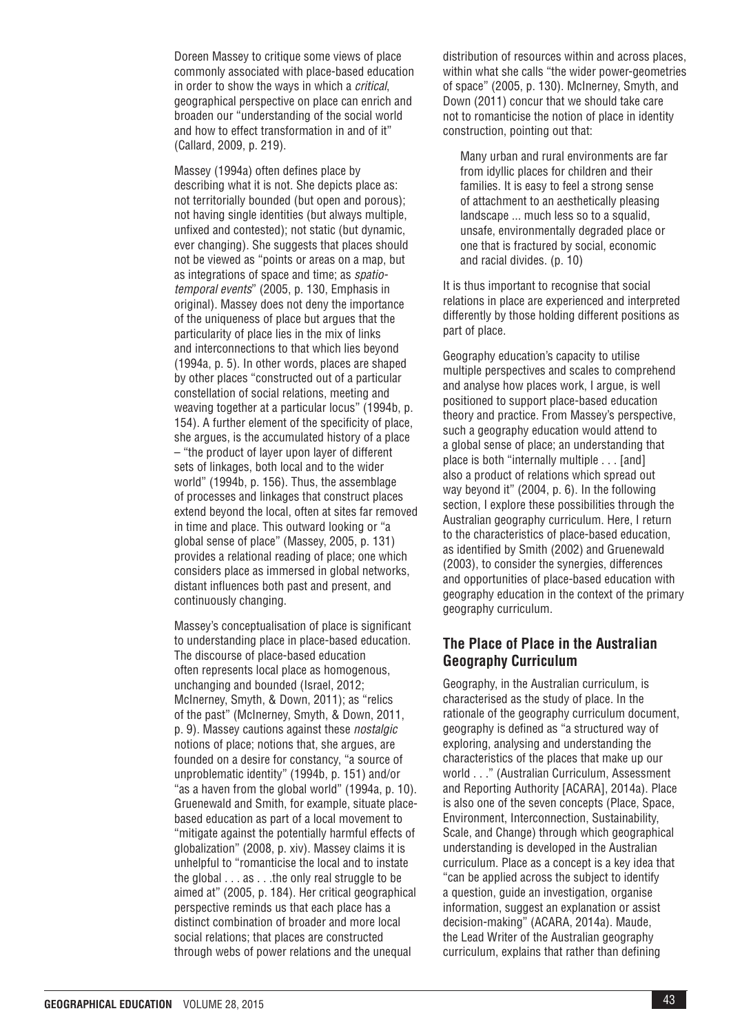Doreen Massey to critique some views of place commonly associated with place-based education in order to show the ways in which a *critical*, geographical perspective on place can enrich and broaden our "understanding of the social world and how to effect transformation in and of it" (Callard, 2009, p. 219).

Massey (1994a) often defines place by describing what it is not. She depicts place as: not territorially bounded (but open and porous); not having single identities (but always multiple, unfixed and contested); not static (but dynamic, ever changing). She suggests that places should not be viewed as "points or areas on a map, but as integrations of space and time; as *spatio-temporal events*" (2005, p. 130, Emphasis in original). Massey does not deny the importance of the uniqueness of place but argues that the particularity of place lies in the mix of links and interconnections to that which lies beyond (1994a, p. 5). In other words, places are shaped by other places "constructed out of a particular constellation of social relations, meeting and weaving together at a particular locus" (1994b, p. 154). A further element of the specificity of place, she argues, is the accumulated history of a place – "the product of layer upon layer of different sets of linkages, both local and to the wider world" (1994b, p. 156). Thus, the assemblage of processes and linkages that construct places extend beyond the local, often at sites far removed in time and place. This outward looking or "a global sense of place" (Massey, 2005, p. 131) provides a relational reading of place; one which considers place as immersed in global networks, distant influences both past and present, and continuously changing.

Massey's conceptualisation of place is significant to understanding place in place-based education. The discourse of place-based education often represents local place as homogenous, unchanging and bounded (Israel, 2012; McInerney, Smyth, & Down, 2011); as "relics of the past" (McInerney, Smyth, & Down, 2011, p. 9). Massey cautions against these *nostalgic* notions of place; notions that, she argues, are founded on a desire for constancy, "a source of unproblematic identity" (1994b, p. 151) and/or "as a haven from the global world" (1994a, p. 10). Gruenewald and Smith, for example, situate place-based education as part of a local movement to "mitigate against the potentially harmful effects of globalization" (2008, p. xiv). Massey claims it is unhelpful to "romanticise the local and to instate the global . . . as . . .the only real struggle to be aimed at" (2005, p. 184). Her critical geographical perspective reminds us that each place has a distinct combination of broader and more local social relations; that places are constructed through webs of power relations and the unequal distribution of resources within and across places, within what she calls "the wider power-geometries of space" (2005, p. 130). McInerney, Smyth, and Down (2011) concur that we should take care not to romanticise the notion of place in identity construction, pointing out that:

> Many urban and rural environments are far from idyllic places for children and their families. It is easy to feel a strong sense of attachment to an aesthetically pleasing landscape ... much less so to a squalid, unsafe, environmentally degraded place or one that is fractured by social, economic and racial divides. (p. 10)

It is thus important to recognise that social relations in place are experienced and interpreted differently by those holding different positions as part of place.

Geography education's capacity to utilise multiple perspectives and scales to comprehend and analyse how places work, I argue, is well positioned to support place-based education theory and practice. From Massey's perspective, such a geography education would attend to a global sense of place; an understanding that place is both "internally multiple . . . [and] also a product of relations which spread out way beyond it" (2004, p. 6). In the following section, I explore these possibilities through the Australian geography curriculum. Here, I return to the characteristics of place-based education, as identified by Smith (2002) and Gruenewald (2003), to consider the synergies, differences and opportunities of place-based education with geography education in the context of the primary geography curriculum.

## The Place of Place in the Australian Geography Curriculum

Geography, in the Australian curriculum, is characterised as the study of place. In the rationale of the geography curriculum document, geography is defined as "a structured way of exploring, analysing and understanding the characteristics of the places that make up our world . . ." (Australian Curriculum, Assessment and Reporting Authority [ACARA], 2014a). Place is also one of the seven concepts (Place, Space, Environment, Interconnection, Sustainability, Scale, and Change) through which geographical understanding is developed in the Australian curriculum. Place as a concept is a key idea that "can be applied across the subject to identify a question, guide an investigation, organise information, suggest an explanation or assist decision-making" (ACARA, 2014a). Maude, the Lead Writer of the Australian geography curriculum, explains that rather than defining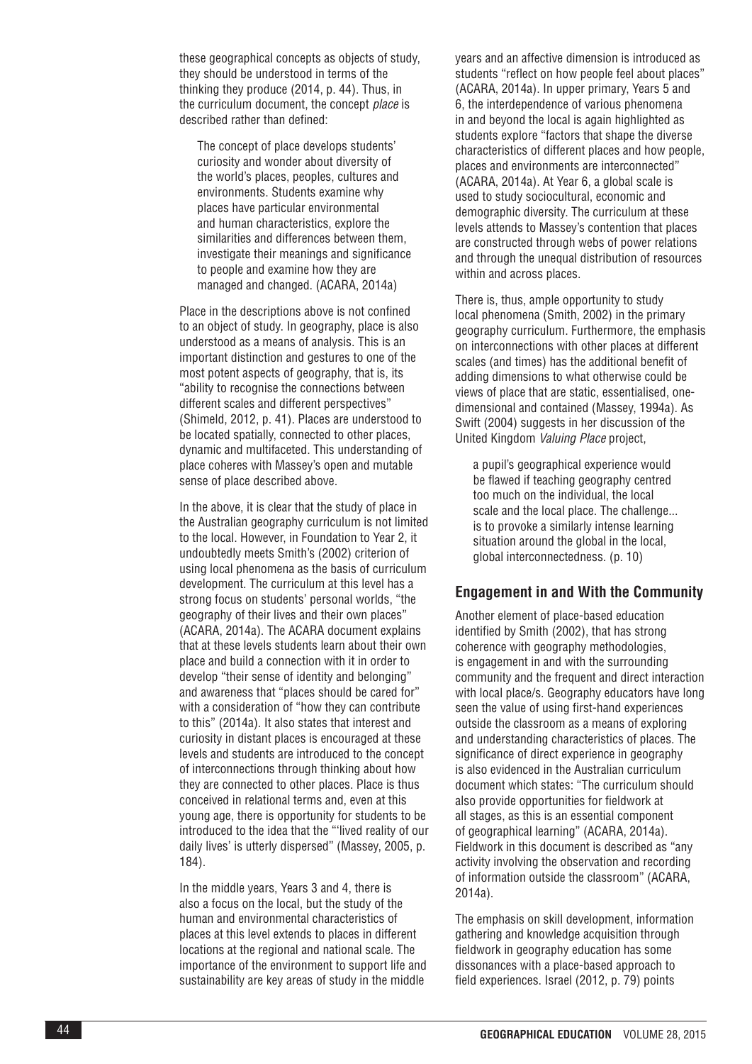these geographical concepts as objects of study, they should be understood in terms of the thinking they produce (2014, p. 44). Thus, in the curriculum document, the concept *place* is described rather than defined:

> The concept of place develops students' curiosity and wonder about diversity of the world's places, peoples, cultures and environments. Students examine why places have particular environmental and human characteristics, explore the similarities and differences between them, investigate their meanings and significance to people and examine how they are managed and changed. (ACARA, 2014a)

Place in the descriptions above is not confined to an object of study. In geography, place is also understood as a means of analysis. This is an important distinction and gestures to one of the most potent aspects of geography, that is, its "ability to recognise the connections between different scales and different perspectives" (Shimeld, 2012, p. 41). Places are understood to be located spatially, connected to other places, dynamic and multifaceted. This understanding of place coheres with Massey's open and mutable sense of place described above.

In the above, it is clear that the study of place in the Australian geography curriculum is not limited to the local. However, in Foundation to Year 2, it undoubtedly meets Smith's (2002) criterion of using local phenomena as the basis of curriculum development. The curriculum at this level has a strong focus on students' personal worlds, "the geography of their lives and their own places" (ACARA, 2014a). The ACARA document explains that at these levels students learn about their own place and build a connection with it in order to develop "their sense of identity and belonging" and awareness that "places should be cared for" with a consideration of "how they can contribute to this" (2014a). It also states that interest and curiosity in distant places is encouraged at these levels and students are introduced to the concept of interconnections through thinking about how they are connected to other places. Place is thus conceived in relational terms and, even at this young age, there is opportunity for students to be introduced to the idea that the "'lived reality of our daily lives' is utterly dispersed" (Massey, 2005, p. 184).

In the middle years, Years 3 and 4, there is also a focus on the local, but the study of the human and environmental characteristics of places at this level extends to places in different locations at the regional and national scale. The importance of the environment to support life and sustainability are key areas of study in the middle years and an affective dimension is introduced as students "reflect on how people feel about places" (ACARA, 2014a). In upper primary, Years 5 and 6, the interdependence of various phenomena in and beyond the local is again highlighted as students explore "factors that shape the diverse characteristics of different places and how people, places and environments are interconnected" (ACARA, 2014a). At Year 6, a global scale is used to study sociocultural, economic and demographic diversity. The curriculum at these levels attends to Massey's contention that places are constructed through webs of power relations and through the unequal distribution of resources within and across places.

There is, thus, ample opportunity to study local phenomena (Smith, 2002) in the primary geography curriculum. Furthermore, the emphasis on interconnections with other places at different scales (and times) has the additional benefit of adding dimensions to what otherwise could be views of place that are static, essentialised, one-dimensional and contained (Massey, 1994a). As Swift (2004) suggests in her discussion of the United Kingdom *Valuing Place* project,

> a pupil's geographical experience would be flawed if teaching geography centred too much on the individual, the local scale and the local place. The challenge... is to provoke a similarly intense learning situation around the global in the local, global interconnectedness. (p. 10)

## Engagement in and With the Community

Another element of place-based education identified by Smith (2002), that has strong coherence with geography methodologies, is engagement in and with the surrounding community and the frequent and direct interaction with local place/s. Geography educators have long seen the value of using first-hand experiences outside the classroom as a means of exploring and understanding characteristics of places. The significance of direct experience in geography is also evidenced in the Australian curriculum document which states: "The curriculum should also provide opportunities for fieldwork at all stages, as this is an essential component of geographical learning" (ACARA, 2014a). Fieldwork in this document is described as "any activity involving the observation and recording of information outside the classroom" (ACARA, 2014a).

The emphasis on skill development, information gathering and knowledge acquisition through fieldwork in geography education has some dissonances with a place-based approach to field experiences. Israel (2012, p. 79) points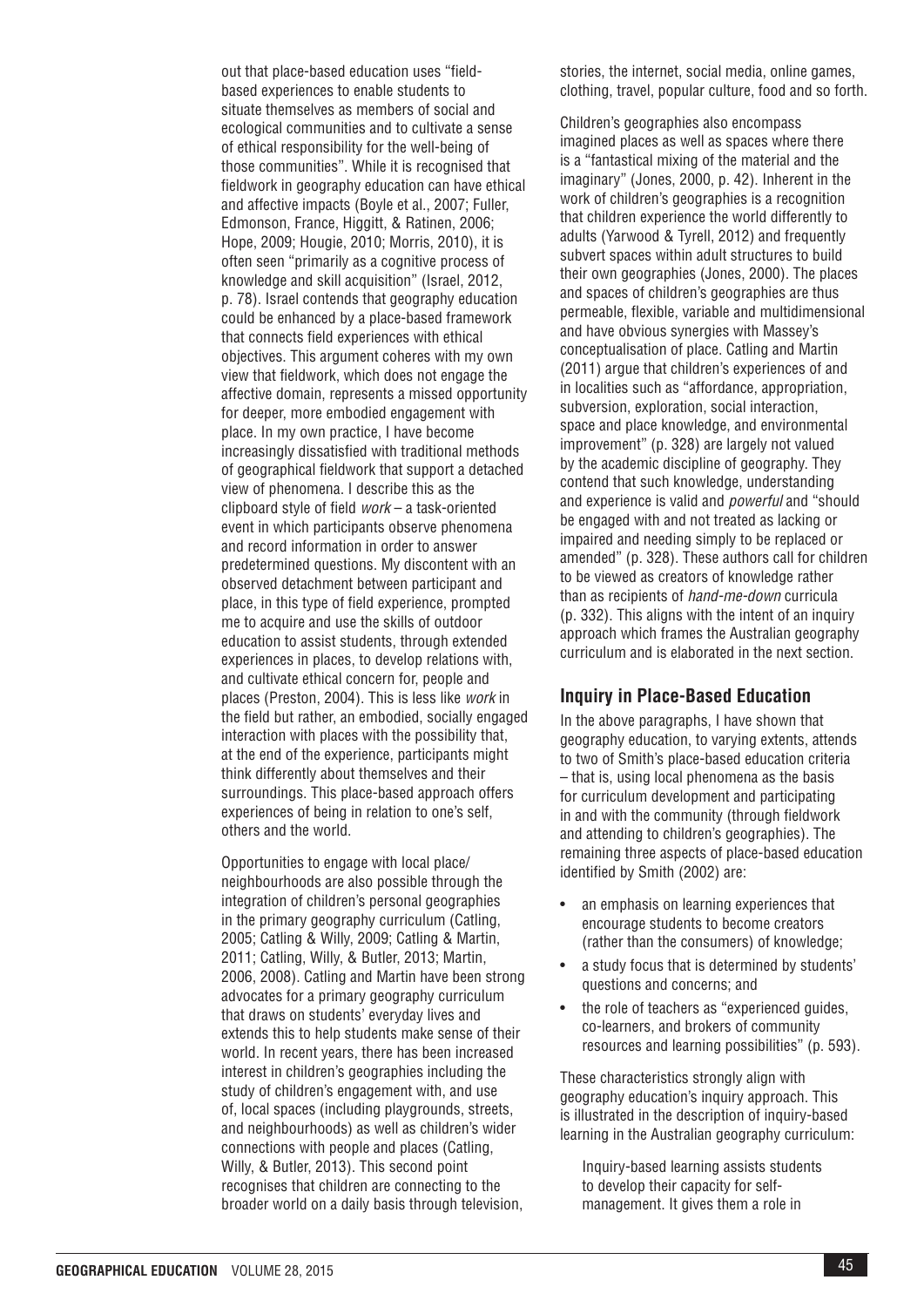out that place-based education uses "field-based experiences to enable students to situate themselves as members of social and ecological communities and to cultivate a sense of ethical responsibility for the well-being of those communities". While it is recognised that fieldwork in geography education can have ethical and affective impacts (Boyle et al., 2007; Fuller, Edmonson, France, Higgitt, & Ratinen, 2006; Hope, 2009; Hougie, 2010; Morris, 2010), it is often seen "primarily as a cognitive process of knowledge and skill acquisition" (Israel, 2012, p. 78). Israel contends that geography education could be enhanced by a place-based framework that connects field experiences with ethical objectives. This argument coheres with my own view that fieldwork, which does not engage the affective domain, represents a missed opportunity for deeper, more embodied engagement with place. In my own practice, I have become increasingly dissatisfied with traditional methods of geographical fieldwork that support a detached view of phenomena. I describe this as the clipboard style of field *work* – a task-oriented event in which participants observe phenomena and record information in order to answer predetermined questions. My discontent with an observed detachment between participant and place, in this type of field experience, prompted me to acquire and use the skills of outdoor education to assist students, through extended experiences in places, to develop relations with, and cultivate ethical concern for, people and places (Preston, 2004). This is less like *work* in the field but rather, an embodied, socially engaged interaction with places with the possibility that, at the end of the experience, participants might think differently about themselves and their surroundings. This place-based approach offers experiences of being in relation to one's self, others and the world.

Opportunities to engage with local place/neighbourhoods are also possible through the integration of children's personal geographies in the primary geography curriculum (Catling, 2005; Catling & Willy, 2009; Catling & Martin, 2011; Catling, Willy, & Butler, 2013; Martin, 2006, 2008). Catling and Martin have been strong advocates for a primary geography curriculum that draws on students' everyday lives and extends this to help students make sense of their world. In recent years, there has been increased interest in children's geographies including the study of children's engagement with, and use of, local spaces (including playgrounds, streets, and neighbourhoods) as well as children's wider connections with people and places (Catling, Willy, & Butler, 2013). This second point recognises that children are connecting to the broader world on a daily basis through television, stories, the internet, social media, online games, clothing, travel, popular culture, food and so forth.

Children's geographies also encompass imagined places as well as spaces where there is a "fantastical mixing of the material and the imaginary" (Jones, 2000, p. 42). Inherent in the work of children's geographies is a recognition that children experience the world differently to adults (Yarwood & Tyrell, 2012) and frequently subvert spaces within adult structures to build their own geographies (Jones, 2000). The places and spaces of children's geographies are thus permeable, flexible, variable and multidimensional and have obvious synergies with Massey's conceptualisation of place. Catling and Martin (2011) argue that children's experiences of and in localities such as "affordance, appropriation, subversion, exploration, social interaction, space and place knowledge, and environmental improvement" (p. 328) are largely not valued by the academic discipline of geography. They contend that such knowledge, understanding and experience is valid and *powerful* and "should be engaged with and not treated as lacking or impaired and needing simply to be replaced or amended" (p. 328). These authors call for children to be viewed as creators of knowledge rather than as recipients of *hand-me-down* curricula (p. 332). This aligns with the intent of an inquiry approach which frames the Australian geography curriculum and is elaborated in the next section.

## Inquiry in Place-Based Education

In the above paragraphs, I have shown that geography education, to varying extents, attends to two of Smith's place-based education criteria – that is, using local phenomena as the basis for curriculum development and participating in and with the community (through fieldwork and attending to children's geographies). The remaining three aspects of place-based education identified by Smith (2002) are:

- an emphasis on learning experiences that encourage students to become creators (rather than the consumers) of knowledge;
- a study focus that is determined by students' questions and concerns; and
- the role of teachers as "experienced guides, co-learners, and brokers of community resources and learning possibilities" (p. 593).

These characteristics strongly align with geography education's inquiry approach. This is illustrated in the description of inquiry-based learning in the Australian geography curriculum:

> Inquiry-based learning assists students to develop their capacity for self-management. It gives them a role in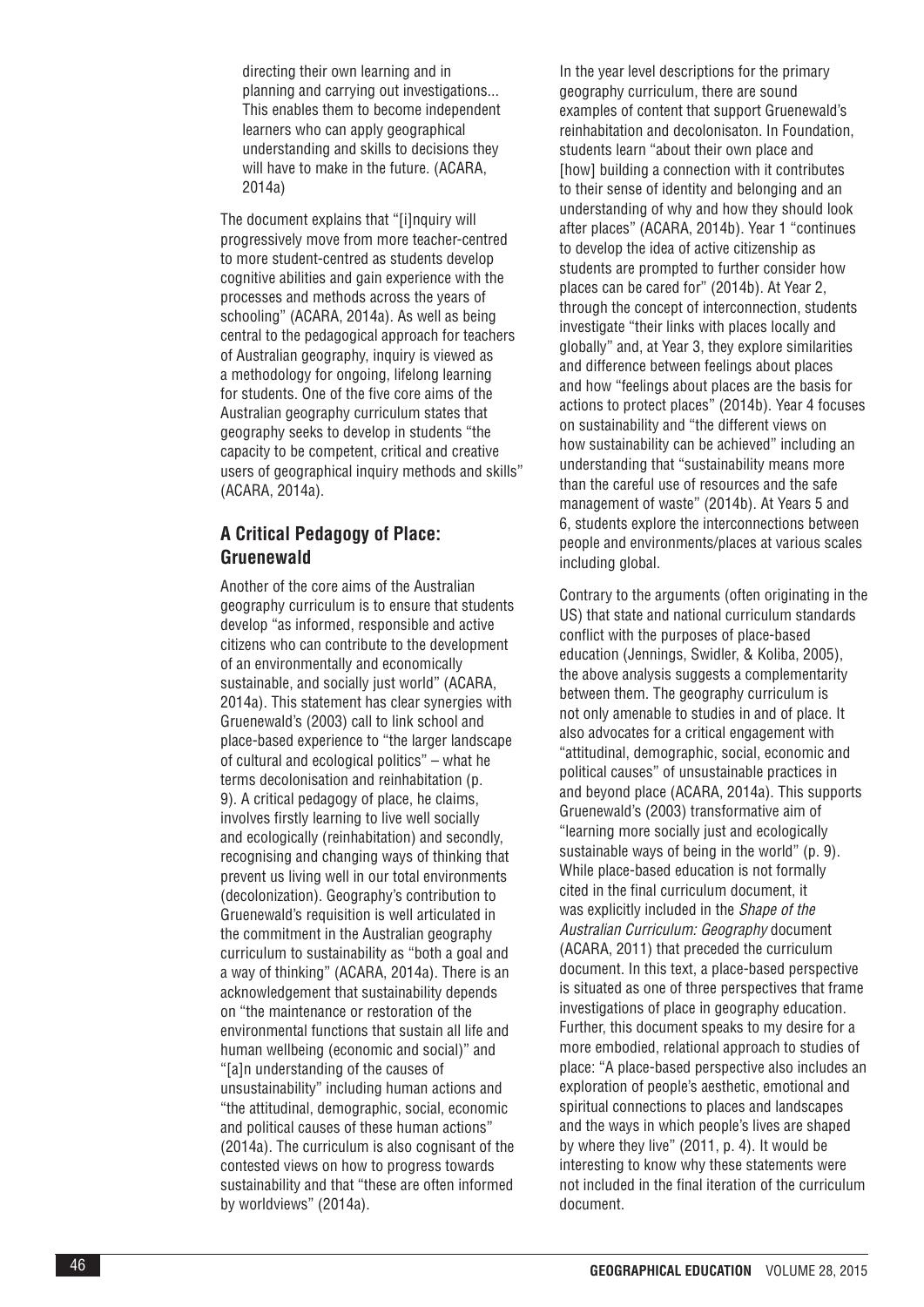directing their own learning and in planning and carrying out investigations... This enables them to become independent learners who can apply geographical understanding and skills to decisions they will have to make in the future. (ACARA, 2014a)

The document explains that "[i]nquiry will progressively move from more teacher-centred to more student-centred as students develop cognitive abilities and gain experience with the processes and methods across the years of schooling" (ACARA, 2014a). As well as being central to the pedagogical approach for teachers of Australian geography, inquiry is viewed as a methodology for ongoing, lifelong learning for students. One of the five core aims of the Australian geography curriculum states that geography seeks to develop in students "the capacity to be competent, critical and creative users of geographical inquiry methods and skills" (ACARA, 2014a).

## A Critical Pedagogy of Place: Gruenewald

Another of the core aims of the Australian geography curriculum is to ensure that students develop "as informed, responsible and active citizens who can contribute to the development of an environmentally and economically sustainable, and socially just world" (ACARA, 2014a). This statement has clear synergies with Gruenewald's (2003) call to link school and place-based experience to "the larger landscape of cultural and ecological politics" – what he terms decolonisation and reinhabitation (p. 9). A critical pedagogy of place, he claims, involves firstly learning to live well socially and ecologically (reinhabitation) and secondly, recognising and changing ways of thinking that prevent us living well in our total environments (decolonization). Geography's contribution to Gruenewald's requisition is well articulated in the commitment in the Australian geography curriculum to sustainability as "both a goal and a way of thinking" (ACARA, 2014a). There is an acknowledgement that sustainability depends on "the maintenance or restoration of the environmental functions that sustain all life and human wellbeing (economic and social)" and "[a]n understanding of the causes of unsustainability" including human actions and "the attitudinal, demographic, social, economic and political causes of these human actions" (2014a). The curriculum is also cognisant of the contested views on how to progress towards sustainability and that "these are often informed by worldviews" (2014a).

In the year level descriptions for the primary geography curriculum, there are sound examples of content that support Gruenewald's reinhabitation and decolonisaton. In Foundation, students learn "about their own place and [how] building a connection with it contributes to their sense of identity and belonging and an understanding of why and how they should look after places" (ACARA, 2014b). Year 1 "continues to develop the idea of active citizenship as students are prompted to further consider how places can be cared for" (2014b). At Year 2, through the concept of interconnection, students investigate "their links with places locally and globally" and, at Year 3, they explore similarities and difference between feelings about places and how "feelings about places are the basis for actions to protect places" (2014b). Year 4 focuses on sustainability and "the different views on how sustainability can be achieved" including an understanding that "sustainability means more than the careful use of resources and the safe management of waste" (2014b). At Years 5 and 6, students explore the interconnections between people and environments/places at various scales including global.

Contrary to the arguments (often originating in the US) that state and national curriculum standards conflict with the purposes of place-based education (Jennings, Swidler, & Koliba, 2005), the above analysis suggests a complementarity between them. The geography curriculum is not only amenable to studies in and of place. It also advocates for a critical engagement with "attitudinal, demographic, social, economic and political causes" of unsustainable practices in and beyond place (ACARA, 2014a). This supports Gruenewald's (2003) transformative aim of "learning more socially just and ecologically sustainable ways of being in the world" (p. 9). While place-based education is not formally cited in the final curriculum document, it was explicitly included in the *Shape of the Australian Curriculum: Geography* document (ACARA, 2011) that preceded the curriculum document. In this text, a place-based perspective is situated as one of three perspectives that frame investigations of place in geography education. Further, this document speaks to my desire for a more embodied, relational approach to studies of place: "A place-based perspective also includes an exploration of people's aesthetic, emotional and spiritual connections to places and landscapes and the ways in which people's lives are shaped by where they live" (2011, p. 4). It would be interesting to know why these statements were not included in the final iteration of the curriculum document.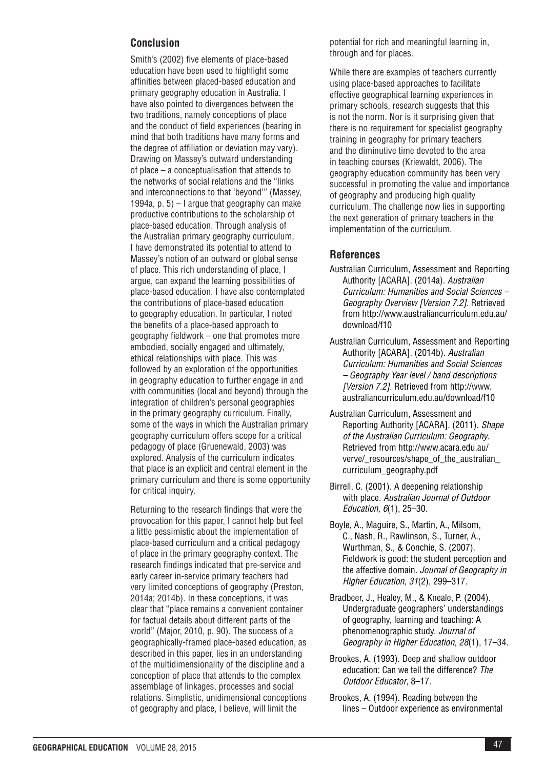## Conclusion

Smith's (2002) five elements of place-based education have been used to highlight some affinities between placed-based education and primary geography education in Australia. I have also pointed to divergences between the two traditions, namely conceptions of place and the conduct of field experiences (bearing in mind that both traditions have many forms and the degree of affiliation or deviation may vary). Drawing on Massey's outward understanding of place – a conceptualisation that attends to the networks of social relations and the "links and interconnections to that 'beyond'" (Massey, 1994a, p. 5) – I argue that geography can make productive contributions to the scholarship of place-based education. Through analysis of the Australian primary geography curriculum, I have demonstrated its potential to attend to Massey's notion of an outward or global sense of place. This rich understanding of place, I argue, can expand the learning possibilities of place-based education. I have also contemplated the contributions of place-based education to geography education. In particular, I noted the benefits of a place-based approach to geography fieldwork – one that promotes more embodied, socially engaged and ultimately, ethical relationships with place. This was followed by an exploration of the opportunities in geography education to further engage in and with communities (local and beyond) through the integration of children's personal geographies in the primary geography curriculum. Finally, some of the ways in which the Australian primary geography curriculum offers scope for a critical pedagogy of place (Gruenewald, 2003) was explored. Analysis of the curriculum indicates that place is an explicit and central element in the primary curriculum and there is some opportunity for critical inquiry.

Returning to the research findings that were the provocation for this paper, I cannot help but feel a little pessimistic about the implementation of place-based curriculum and a critical pedagogy of place in the primary geography context. The research findings indicated that pre-service and early career in-service primary teachers had very limited conceptions of geography (Preston, 2014a; 2014b). In these conceptions, it was clear that "place remains a convenient container for factual details about different parts of the world" (Major, 2010, p. 90). The success of a geographically-framed place-based education, as described in this paper, lies in an understanding of the multidimensionality of the discipline and a conception of place that attends to the complex assemblage of linkages, processes and social relations. Simplistic, unidimensional conceptions of geography and place, I believe, will limit the potential for rich and meaningful learning in, through and for places.

While there are examples of teachers currently using place-based approaches to facilitate effective geographical learning experiences in primary schools, research suggests that this is not the norm. Nor is it surprising given that there is no requirement for specialist geography training in geography for primary teachers and the diminutive time devoted to the area in teaching courses (Kriewaldt, 2006). The geography education community has been very successful in promoting the value and importance of geography and producing high quality curriculum. The challenge now lies in supporting the next generation of primary teachers in the implementation of the curriculum.

## References

Australian Curriculum, Assessment and Reporting Authority [ACARA]. (2014a). *Australian Curriculum: Humanities and Social Sciences – Geography Overview [Version 7.2]*. Retrieved from http://www.australiancurriculum.edu.au/download/f10

Australian Curriculum, Assessment and Reporting Authority [ACARA]. (2014b). *Australian Curriculum: Humanities and Social Sciences – Geography Year level / band descriptions [Version 7.2]*. Retrieved from http://www.australiancurriculum.edu.au/download/f10

Australian Curriculum, Assessment and Reporting Authority [ACARA]. (2011). *Shape of the Australian Curriculum: Geography*. Retrieved from http://www.acara.edu.au/verve/_resources/shape_of_the_australian_curriculum_geography.pdf

Birrell, C. (2001). A deepening relationship with place. *Australian Journal of Outdoor Education, 6*(1), 25–30.

Boyle, A., Maguire, S., Martin, A., Milsom, C., Nash, R., Rawlinson, S., Turner, A., Wurthman, S., & Conchie, S. (2007). Fieldwork is good: the student perception and the affective domain. *Journal of Geography in Higher Education, 31*(2), 299–317.

Bradbeer, J., Healey, M., & Kneale, P. (2004). Undergraduate geographers' understandings of geography, learning and teaching: A phenomenographic study. *Journal of Geography in Higher Education, 28*(1), 17–34.

Brookes, A. (1993). Deep and shallow outdoor education: Can we tell the difference? *The Outdoor Educator*, 8–17.

Brookes, A. (1994). Reading between the lines – Outdoor experience as environmental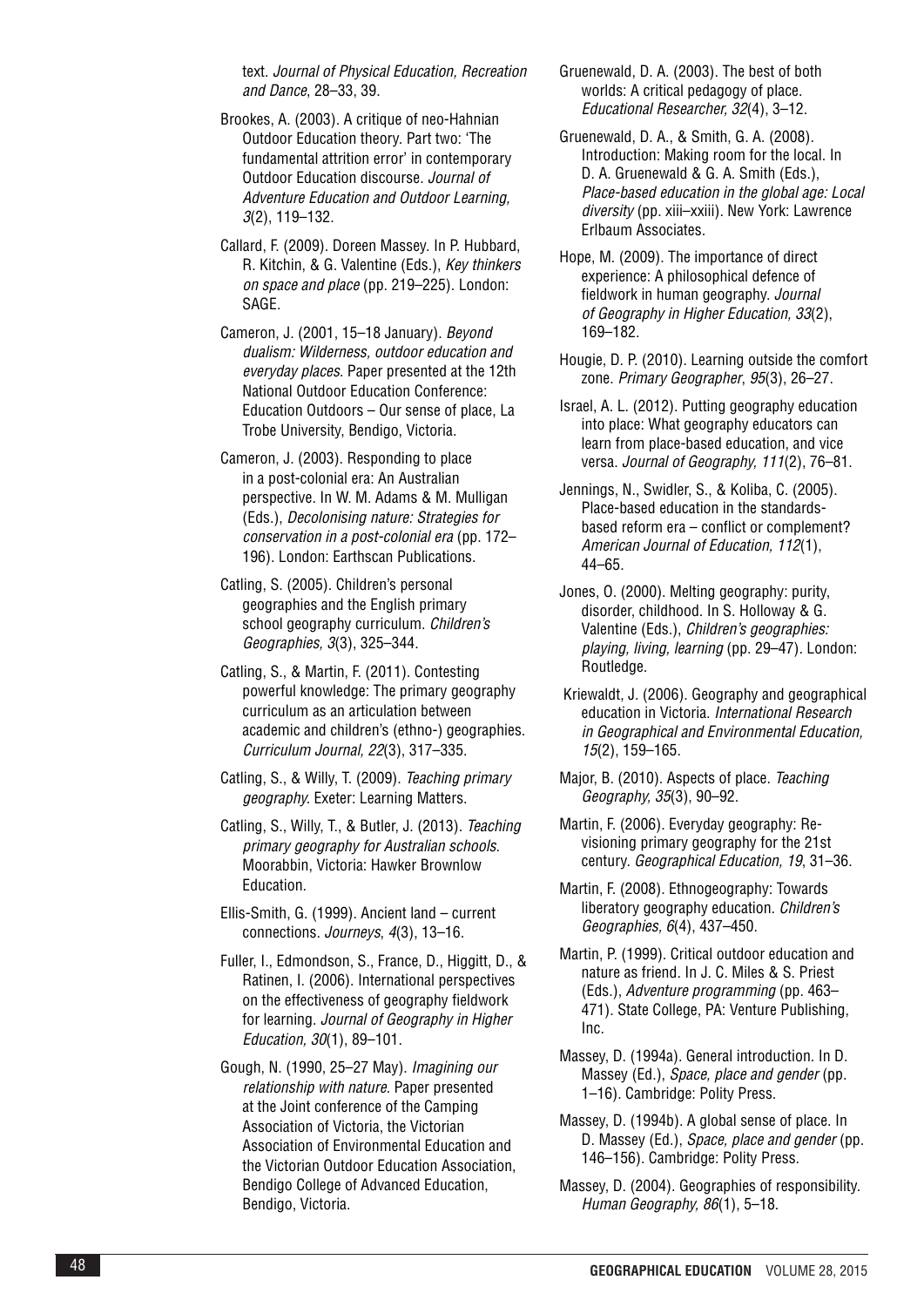text. *Journal of Physical Education, Recreation and Dance*, 28–33, 39.

Brookes, A. (2003). A critique of neo-Hahnian Outdoor Education theory. Part two: 'The fundamental attrition error' in contemporary Outdoor Education discourse. *Journal of Adventure Education and Outdoor Learning, 3*(2), 119–132.

Callard, F. (2009). Doreen Massey. In P. Hubbard, R. Kitchin, & G. Valentine (Eds.), *Key thinkers on space and place* (pp. 219–225). London: SAGE.

Cameron, J. (2001, 15–18 January). *Beyond dualism: Wilderness, outdoor education and everyday places*. Paper presented at the 12th National Outdoor Education Conference: Education Outdoors – Our sense of place, La Trobe University, Bendigo, Victoria.

Cameron, J. (2003). Responding to place in a post-colonial era: An Australian perspective. In W. M. Adams & M. Mulligan (Eds.), *Decolonising nature: Strategies for conservation in a post-colonial era* (pp. 172–196). London: Earthscan Publications.

Catling, S. (2005). Children's personal geographies and the English primary school geography curriculum. *Children's Geographies, 3*(3), 325–344.

Catling, S., & Martin, F. (2011). Contesting powerful knowledge: The primary geography curriculum as an articulation between academic and children's (ethno-) geographies. *Curriculum Journal, 22*(3), 317–335.

Catling, S., & Willy, T. (2009). *Teaching primary geography*. Exeter: Learning Matters.

Catling, S., Willy, T., & Butler, J. (2013). *Teaching primary geography for Australian schools*. Moorabbin, Victoria: Hawker Brownlow Education.

Ellis-Smith, G. (1999). Ancient land – current connections. *Journeys*, *4*(3), 13–16.

Fuller, I., Edmondson, S., France, D., Higgitt, D., & Ratinen, I. (2006). International perspectives on the effectiveness of geography fieldwork for learning. *Journal of Geography in Higher Education, 30*(1), 89–101.

Gough, N. (1990, 25–27 May). *Imagining our relationship with nature*. Paper presented at the Joint conference of the Camping Association of Victoria, the Victorian Association of Environmental Education and the Victorian Outdoor Education Association, Bendigo College of Advanced Education, Bendigo, Victoria.

Gruenewald, D. A. (2003). The best of both worlds: A critical pedagogy of place. *Educational Researcher, 32*(4), 3–12.

Gruenewald, D. A., & Smith, G. A. (2008). Introduction: Making room for the local. In D. A. Gruenewald & G. A. Smith (Eds.), *Place-based education in the global age: Local diversity* (pp. xiii–xxiii). New York: Lawrence Erlbaum Associates.

Hope, M. (2009). The importance of direct experience: A philosophical defence of fieldwork in human geography. *Journal of Geography in Higher Education, 33*(2), 169–182.

Hougie, D. P. (2010). Learning outside the comfort zone. *Primary Geographer*, *95*(3), 26–27.

Israel, A. L. (2012). Putting geography education into place: What geography educators can learn from place-based education, and vice versa. *Journal of Geography, 111*(2), 76–81.

Jennings, N., Swidler, S., & Koliba, C. (2005). Place-based education in the standards-based reform era – conflict or complement? *American Journal of Education, 112*(1), 44–65.

Jones, O. (2000). Melting geography: purity, disorder, childhood. In S. Holloway & G. Valentine (Eds.), *Children's geographies: playing, living, learning* (pp. 29–47). London: Routledge.

Kriewaldt, J. (2006). Geography and geographical education in Victoria. *International Research in Geographical and Environmental Education, 15*(2), 159–165.

Major, B. (2010). Aspects of place. *Teaching Geography, 35*(3), 90–92.

Martin, F. (2006). Everyday geography: Re-visioning primary geography for the 21st century. *Geographical Education, 19*, 31–36.

Martin, F. (2008). Ethnogeography: Towards liberatory geography education. *Children's Geographies, 6*(4), 437–450.

Martin, P. (1999). Critical outdoor education and nature as friend. In J. C. Miles & S. Priest (Eds.), *Adventure programming* (pp. 463–471). State College, PA: Venture Publishing, Inc.

Massey, D. (1994a). General introduction. In D. Massey (Ed.), *Space, place and gender* (pp. 1–16). Cambridge: Polity Press.

Massey, D. (1994b). A global sense of place. In D. Massey (Ed.), *Space, place and gender* (pp. 146–156). Cambridge: Polity Press.

Massey, D. (2004). Geographies of responsibility. *Human Geography, 86*(1), 5–18.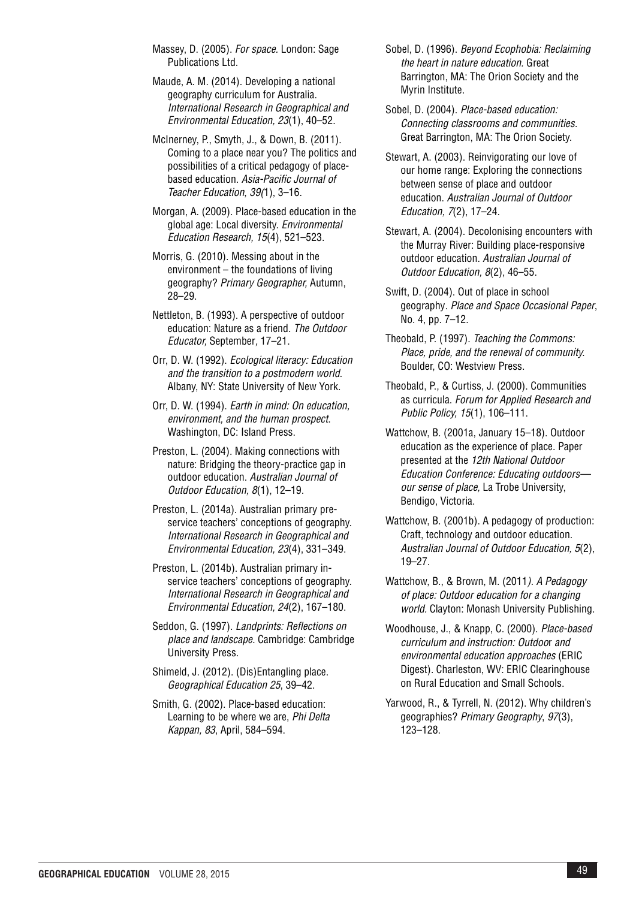Massey, D. (2005). *For space.* London: Sage Publications Ltd.

Maude, A. M. (2014). Developing a national geography curriculum for Australia. *International Research in Geographical and Environmental Education, 23*(1), 40–52.

McInerney, P., Smyth, J., & Down, B. (2011). Coming to a place near you? The politics and possibilities of a critical pedagogy of place-based education. *Asia-Pacific Journal of Teacher Education*, *39(*1), 3–16.

Morgan, A. (2009). Place-based education in the global age: Local diversity. *Environmental Education Research, 15*(4), 521–523.

Morris, G. (2010). Messing about in the environment – the foundations of living geography? *Primary Geographer,* Autumn, 28–29.

Nettleton, B. (1993). A perspective of outdoor education: Nature as a friend. *The Outdoor Educator,* September, 17–21.

Orr, D. W. (1992). *Ecological literacy: Education and the transition to a postmodern world*. Albany, NY: State University of New York.

Orr, D. W. (1994). *Earth in mind: On education, environment, and the human prospect*. Washington, DC: Island Press.

Preston, L. (2004). Making connections with nature: Bridging the theory-practice gap in outdoor education. *Australian Journal of Outdoor Education, 8*(1), 12–19.

Preston, L. (2014a). Australian primary pre-service teachers' conceptions of geography. *International Research in Geographical and Environmental Education, 23*(4), 331–349.

Preston, L. (2014b). Australian primary in-service teachers' conceptions of geography. *International Research in Geographical and Environmental Education, 24*(2), 167–180.

Seddon, G. (1997). *Landprints: Reflections on place and landscape.* Cambridge: Cambridge University Press.

Shimeld, J. (2012). (Dis)Entangling place. *Geographical Education 25*, 39–42.

Smith, G. (2002). Place-based education: Learning to be where we are, *Phi Delta Kappan, 83*, April, 584–594.

Sobel, D. (1996). *Beyond Ecophobia: Reclaiming the heart in nature education.* Great Barrington, MA: The Orion Society and the Myrin Institute.

Sobel, D. (2004). *Place-based education: Connecting classrooms and communities.* Great Barrington, MA: The Orion Society.

Stewart, A. (2003). Reinvigorating our love of our home range: Exploring the connections between sense of place and outdoor education. *Australian Journal of Outdoor Education, 7*(2), 17–24.

Stewart, A. (2004). Decolonising encounters with the Murray River: Building place-responsive outdoor education. *Australian Journal of Outdoor Education, 8*(2), 46–55.

Swift, D. (2004). Out of place in school geography. *Place and Space Occasional Paper*, No. 4, pp. 7–12.

Theobald, P. (1997). *Teaching the Commons: Place, pride, and the renewal of community.* Boulder, CO: Westview Press.

Theobald, P., & Curtiss, J. (2000). Communities as curricula. *Forum for Applied Research and Public Policy, 15*(1), 106–111.

Wattchow, B. (2001a, January 15–18). Outdoor education as the experience of place. Paper presented at the *12th National Outdoor Education Conference: Educating outdoors—our sense of place,* La Trobe University, Bendigo, Victoria.

Wattchow, B. (2001b). A pedagogy of production: Craft, technology and outdoor education. *Australian Journal of Outdoor Education, 5*(2), 19–27.

Wattchow, B., & Brown, M. (2011*). A Pedagogy of place: Outdoor education for a changing world*. Clayton: Monash University Publishing.

Woodhouse, J., & Knapp, C. (2000). *Place-based curriculum and instruction: Outdoor and environmental education approaches* (ERIC Digest). Charleston, WV: ERIC Clearinghouse on Rural Education and Small Schools.

Yarwood, R., & Tyrrell, N. (2012). Why children's geographies? *Primary Geography*, *97*(3), 123–128.